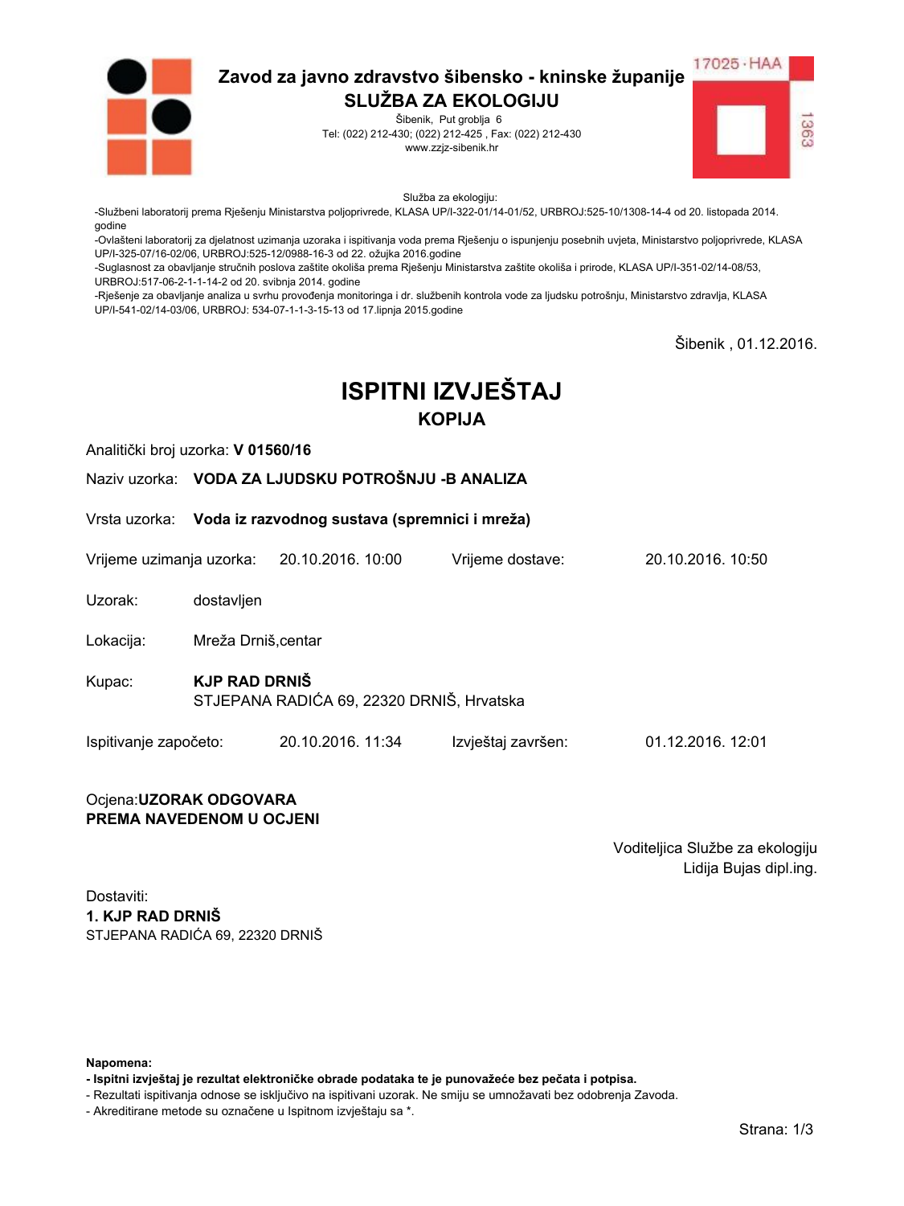# Zavod za javno zdravstvo šibensko - kninske županije

## SLUŽBA ZA EKOLOGIJU

Šibenik, Put groblja 6
Tel: (022) 212-430; (022) 212-425 , Fax: (022) 212-430
www.zzjz-sibenik.hr

17025 · HAA
1363

Služba za ekologiju:

-Službeni laboratorij prema Rješenju Ministarstva poljoprivrede, KLASA UP/I-322-01/14-01/52, URBROJ:525-10/1308-14-4 od 20. listopada 2014. godine
-Ovlašteni laboratorij za djelatnost uzimanja uzoraka i ispitivanja voda prema Rješenju o ispunjenju posebnih uvjeta, Ministarstvo poljoprivrede, KLASA UP/I-325-07/16-02/06, URBROJ:525-12/0988-16-3 od 22. ožujka 2016.godine
-Suglasnost za obavljanje stručnih poslova zaštite okoliša prema Rješenju Ministarstva zaštite okoliša i prirode, KLASA UP/I-351-02/14-08/53, URBROJ:517-06-2-1-1-14-2 od 20. svibnja 2014. godine
-Rješenje za obavljanje analiza u svrhu provođenja monitoringa i dr. službenih kontrola vode za ljudsku potrošnju, Ministarstvo zdravlja, KLASA UP/I-541-02/14-03/06, URBROJ: 534-07-1-1-3-15-13 od 17.lipnja 2015.godine

Šibenik , 01.12.2016.

# ISPITNI IZVJEŠTAJ

## KOPIJA

Analitički broj uzorka: **V 01560/16**

Naziv uzorka: **VODA ZA LJUDSKU POTROŠNJU -B ANALIZA**

Vrsta uzorka: **Voda iz razvodnog sustava (spremnici i mreža)**

Vrijeme uzimanja uzorka: 20.10.2016. 10:00 Vrijeme dostave: 20.10.2016. 10:50

Uzorak: dostavljen

Lokacija: Mreža Drniš,centar

Kupac: **KJP RAD DRNIŠ**
STJEPANA RADIĆA 69, 22320 DRNIŠ, Hrvatska

Ispitivanje započeto: 20.10.2016. 11:34 Izvještaj završen: 01.12.2016. 12:01

Ocjena:**UZORAK ODGOVARA PREMA NAVEDENOM U OCJENI**

Voditeljica Službe za ekologiju
Lidija Bujas dipl.ing.

Dostaviti:
**1. KJP RAD DRNIŠ**
STJEPANA RADIĆA 69, 22320 DRNIŠ

**Napomena:**
**- Ispitni izvještaj je rezultat elektroničke obrade podataka te je punovažeće bez pečata i potpisa.**
- Rezultati ispitivanja odnose se isključivo na ispitivani uzorak. Ne smiju se umnožavati bez odobrenja Zavoda.
- Akreditirane metode su označene u Ispitnom izvještaju sa *.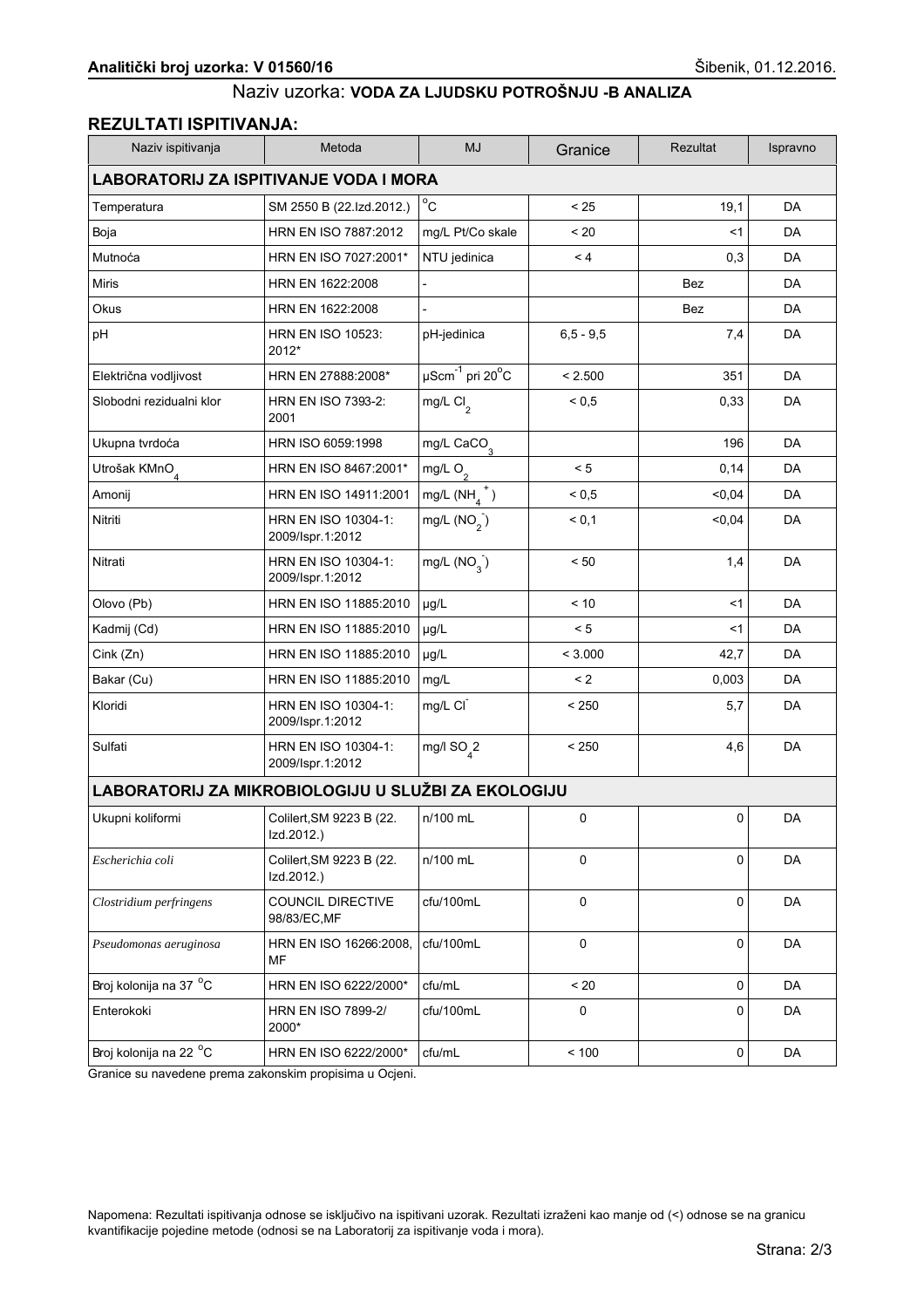**Analitički broj uzorka: V 01560/16** Šibenik, 01.12.2016.

Naziv uzorka: **VODA ZA LJUDSKU POTROŠNJU -B ANALIZA**

## REZULTATI ISPITIVANJA:

| Naziv ispitivanja | Metoda | MJ | Granice | Rezultat | Ispravno |
|---|---|---|---|---|---|
| **LABORATORIJ ZA ISPITIVANJE VODA I MORA** | | | | | |
| Temperatura | SM 2550 B (22.Izd.2012.) | $^{o}C$ | < 25 | 19,1 | DA |
| Boja | HRN EN ISO 7887:2012 | mg/L Pt/Co skale | < 20 | <1 | DA |
| Mutnoća | HRN EN ISO 7027:2001* | NTU jedinica | < 4 | 0,3 | DA |
| Miris | HRN EN 1622:2008 | - | | Bez | DA |
| Okus | HRN EN 1622:2008 | - | | Bez | DA |
| pH | HRN EN ISO 10523: 2012* | pH-jedinica | 6,5 - 9,5 | 7,4 | DA |
| Električna vodljivost | HRN EN 27888:2008* | $\mu Scm^{-1}$ pri $20^{o}C$ | < 2.500 | 351 | DA |
| Slobodni rezidualni klor | HRN EN ISO 7393-2: 2001 | mg/L $Cl_2$ | < 0,5 | 0,33 | DA |
| Ukupna tvrdoća | HRN ISO 6059:1998 | mg/L $CaCO_3$ | | 196 | DA |
| Utrošak $KMnO_4$ | HRN EN ISO 8467:2001* | mg/L $O_2$ | < 5 | 0,14 | DA |
| Amonij | HRN EN ISO 14911:2001 | mg/L ($NH_4^+$) | < 0,5 | <0,04 | DA |
| Nitriti | HRN EN ISO 10304-1: 2009/Ispr.1:2012 | mg/L ($NO_2^-$) | < 0,1 | <0,04 | DA |
| Nitrati | HRN EN ISO 10304-1: 2009/Ispr.1:2012 | mg/L ($NO_3^-$) | < 50 | 1,4 | DA |
| Olovo (Pb) | HRN EN ISO 11885:2010 | µg/L | < 10 | <1 | DA |
| Kadmij (Cd) | HRN EN ISO 11885:2010 | µg/L | < 5 | <1 | DA |
| Cink (Zn) | HRN EN ISO 11885:2010 | µg/L | < 3.000 | 42,7 | DA |
| Bakar (Cu) | HRN EN ISO 11885:2010 | mg/L | < 2 | 0,003 | DA |
| Kloridi | HRN EN ISO 10304-1: 2009/Ispr.1:2012 | mg/L $Cl^-$ | < 250 | 5,7 | DA |
| Sulfati | HRN EN ISO 10304-1: 2009/Ispr.1:2012 | mg/l $SO_4$2 | < 250 | 4,6 | DA |
| **LABORATORIJ ZA MIKROBIOLOGIJU U SLUŽBI ZA EKOLOGIJU** | | | | | |
| Ukupni koliformi | Colilert,SM 9223 B (22. Izd.2012.) | n/100 mL | 0 | 0 | DA |
| *Escherichia coli* | Colilert,SM 9223 B (22. Izd.2012.) | n/100 mL | 0 | 0 | DA |
| *Clostridium perfringens* | COUNCIL DIRECTIVE 98/83/EC,MF | cfu/100mL | 0 | 0 | DA |
| *Pseudomonas aeruginosa* | HRN EN ISO 16266:2008, MF | cfu/100mL | 0 | 0 | DA |
| Broj kolonija na 37 $^{o}C$ | HRN EN ISO 6222/2000* | cfu/mL | < 20 | 0 | DA |
| Enterokoki | HRN EN ISO 7899-2/ 2000* | cfu/100mL | 0 | 0 | DA |
| Broj kolonija na 22 $^{o}C$ | HRN EN ISO 6222/2000* | cfu/mL | < 100 | 0 | DA |

Granice su navedene prema zakonskim propisima u Ocjeni.

Napomena: Rezultati ispitivanja odnose se isključivo na ispitivani uzorak. Rezultati izraženi kao manje od (<) odnose se na granicu kvantifikacije pojedine metode (odnosi se na Laboratorij za ispitivanje voda i mora).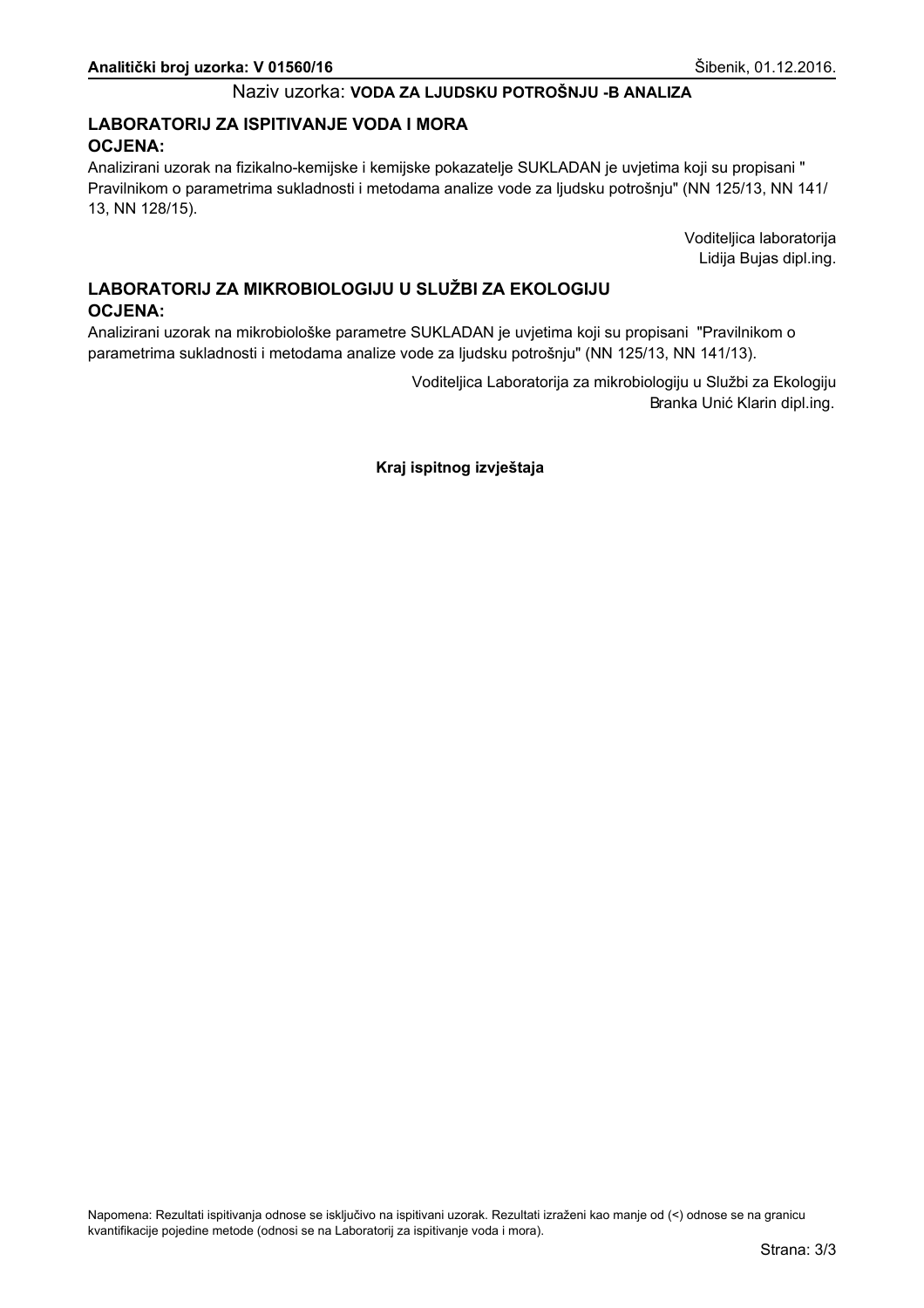**Analitički broj uzorka: V 01560/16** Šibenik, 01.12.2016.

Naziv uzorka: **VODA ZA LJUDSKU POTROŠNJU -B ANALIZA**

## LABORATORIJ ZA ISPITIVANJE VODA I MORA

**OCJENA:**

Analizirani uzorak na fizikalno-kemijske i kemijske pokazatelje SUKLADAN je uvjetima koji su propisani " Pravilnikom o parametrima sukladnosti i metodama analize vode za ljudsku potrošnju" (NN 125/13, NN 141/13, NN 128/15).

Voditeljica laboratorija
Lidija Bujas dipl.ing.

## LABORATORIJ ZA MIKROBIOLOGIJU U SLUŽBI ZA EKOLOGIJU

**OCJENA:**

Analizirani uzorak na mikrobiološke parametre SUKLADAN je uvjetima koji su propisani "Pravilnikom o parametrima sukladnosti i metodama analize vode za ljudsku potrošnju" (NN 125/13, NN 141/13).

Voditeljica Laboratorija za mikrobiologiju u Službi za Ekologiju
Branka Unić Klarin dipl.ing.

**Kraj ispitnog izvještaja**

Napomena: Rezultati ispitivanja odnose se isključivo na ispitivani uzorak. Rezultati izraženi kao manje od (<) odnose se na granicu kvantifikacije pojedine metode (odnosi se na Laboratorij za ispitivanje voda i mora).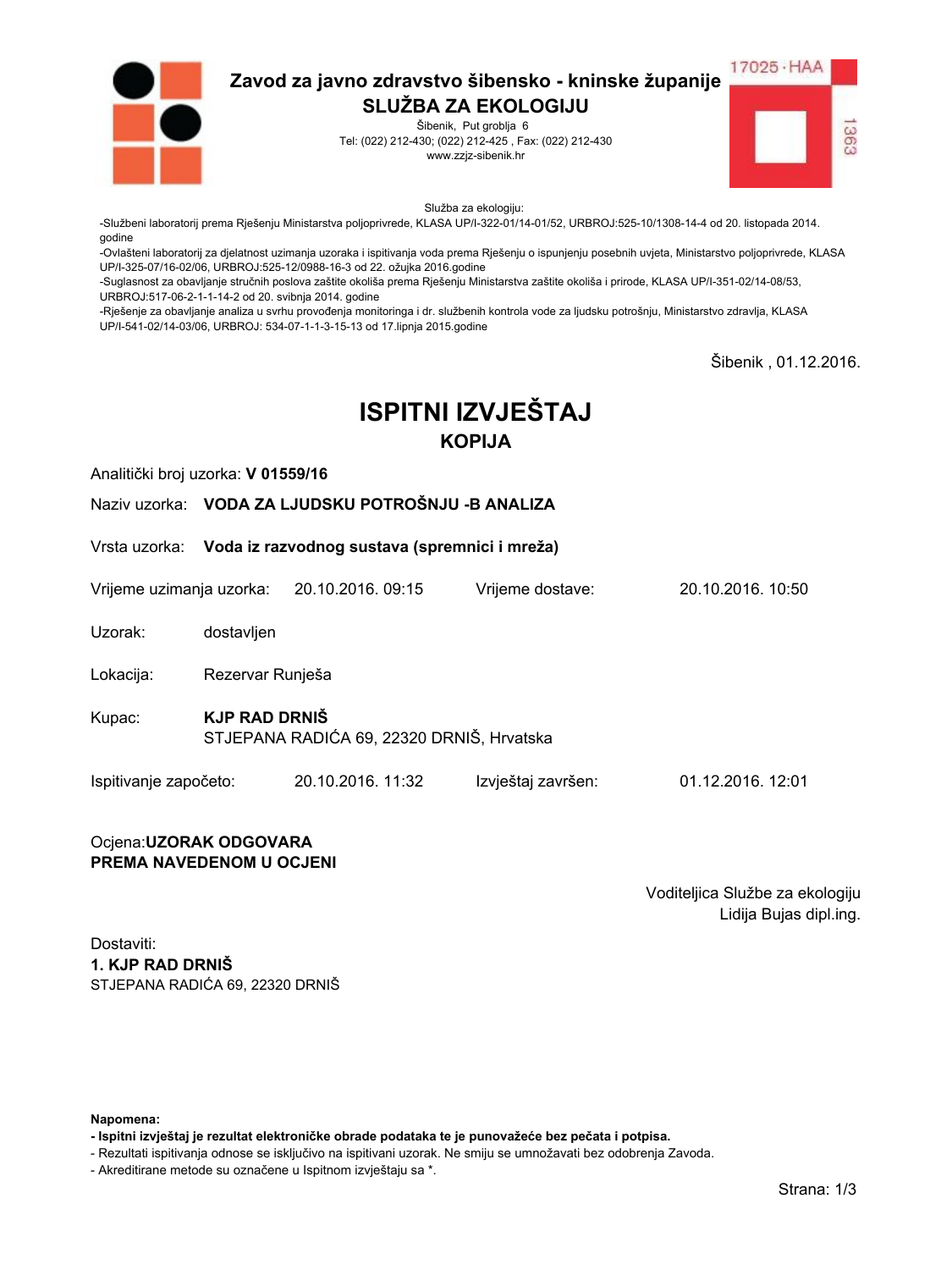## Zavod za javno zdravstvo šibensko - kninske županije
### SLUŽBA ZA EKOLOGIJU

Šibenik, Put groblja 6
Tel: (022) 212-430; (022) 212-425 , Fax: (022) 212-430
www.zzjz-sibenik.hr

17025 · HAA
1363

Služba za ekologiju:

-Službeni laboratorij prema Rješenju Ministarstva poljoprivrede, KLASA UP/I-322-01/14-01/52, URBROJ:525-10/1308-14-4 od 20. listopada 2014. godine
-Ovlašteni laboratorij za djelatnost uzimanja uzoraka i ispitivanja voda prema Rješenju o ispunjenju posebnih uvjeta, Ministarstvo poljoprivrede, KLASA UP/I-325-07/16-02/06, URBROJ:525-12/0988-16-3 od 22. ožujka 2016.godine
-Suglasnost za obavljanje stručnih poslova zaštite okoliša prema Rješenju Ministarstva zaštite okoliša i prirode, KLASA UP/I-351-02/14-08/53, URBROJ:517-06-2-1-1-14-2 od 20. svibnja 2014. godine
-Rješenje za obavljanje analiza u svrhu provođenja monitoringa i dr. službenih kontrola vode za ljudsku potrošnju, Ministarstvo zdravlja, KLASA UP/I-541-02/14-03/06, URBROJ: 534-07-1-1-3-15-13 od 17.lipnja 2015.godine

Šibenik , 01.12.2016.

# ISPITNI IZVJEŠTAJ
## KOPIJA

Analitički broj uzorka: **V 01559/16**

Naziv uzorka: **VODA ZA LJUDSKU POTROŠNJU -B ANALIZA**

Vrsta uzorka: **Voda iz razvodnog sustava (spremnici i mreža)**

Vrijeme uzimanja uzorka: 20.10.2016. 09:15 Vrijeme dostave: 20.10.2016. 10:50

Uzorak: dostavljen

Lokacija: Rezervar Runješa

Kupac: **KJP RAD DRNIŠ**
STJEPANA RADIĆA 69, 22320 DRNIŠ, Hrvatska

Ispitivanje započeto: 20.10.2016. 11:32 Izvještaj završen: 01.12.2016. 12:01

Ocjena:**UZORAK ODGOVARA PREMA NAVEDENOM U OCJENI**

Voditeljica Službe za ekologiju
Lidija Bujas dipl.ing.

Dostaviti:
**1. KJP RAD DRNIŠ**
STJEPANA RADIĆA 69, 22320 DRNIŠ

**Napomena:**
**- Ispitni izvještaj je rezultat elektroničke obrade podataka te je punovažeće bez pečata i potpisa.**
- Rezultati ispitivanja odnose se isključivo na ispitivani uzorak. Ne smiju se umnožavati bez odobrenja Zavoda.
- Akreditirane metode su označene u Ispitnom izvještaju sa *.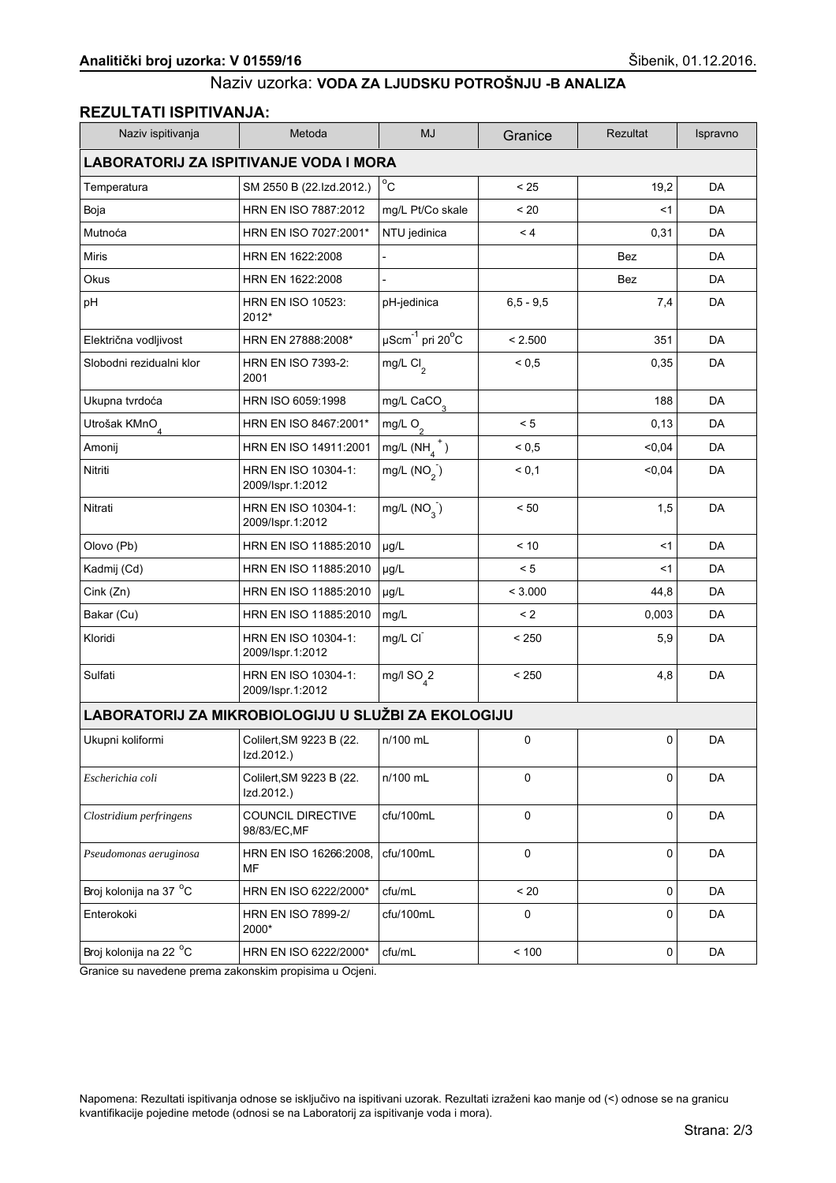**Analitički broj uzorka: V 01559/16** Šibenik, 01.12.2016.

Naziv uzorka: **VODA ZA LJUDSKU POTROŠNJU -B ANALIZA**

## REZULTATI ISPITIVANJA:

| Naziv ispitivanja | Metoda | MJ | Granice | Rezultat | Ispravno |
|---|---|---|---|---|---|
| **LABORATORIJ ZA ISPITIVANJE VODA I MORA** | | | | | |
| Temperatura | SM 2550 B (22.Izd.2012.) | $^{o}C$ | < 25 | 19,2 | DA |
| Boja | HRN EN ISO 7887:2012 | mg/L Pt/Co skale | < 20 | <1 | DA |
| Mutnoća | HRN EN ISO 7027:2001* | NTU jedinica | < 4 | 0,31 | DA |
| Miris | HRN EN 1622:2008 | - | | Bez | DA |
| Okus | HRN EN 1622:2008 | - | | Bez | DA |
| pH | HRN EN ISO 10523: 2012* | pH-jedinica | 6,5 - 9,5 | 7,4 | DA |
| Električna vodljivost | HRN EN 27888:2008* | $\mu Scm^{-1}$ pri $20^{o}C$ | < 2.500 | 351 | DA |
| Slobodni rezidualni klor | HRN EN ISO 7393-2: 2001 | mg/L $Cl_2$ | < 0,5 | 0,35 | DA |
| Ukupna tvrdoća | HRN ISO 6059:1998 | mg/L $CaCO_3$ | | 188 | DA |
| Utrošak $KMnO_4$ | HRN EN ISO 8467:2001* | mg/L $O_2$ | < 5 | 0,13 | DA |
| Amonij | HRN EN ISO 14911:2001 | mg/L ($NH_4^+$) | < 0,5 | <0,04 | DA |
| Nitriti | HRN EN ISO 10304-1: 2009/Ispr.1:2012 | mg/L ($NO_2^-$) | < 0,1 | <0,04 | DA |
| Nitrati | HRN EN ISO 10304-1: 2009/Ispr.1:2012 | mg/L ($NO_3^-$) | < 50 | 1,5 | DA |
| Olovo (Pb) | HRN EN ISO 11885:2010 | µg/L | < 10 | <1 | DA |
| Kadmij (Cd) | HRN EN ISO 11885:2010 | µg/L | < 5 | <1 | DA |
| Cink (Zn) | HRN EN ISO 11885:2010 | µg/L | < 3.000 | 44,8 | DA |
| Bakar (Cu) | HRN EN ISO 11885:2010 | mg/L | < 2 | 0,003 | DA |
| Kloridi | HRN EN ISO 10304-1: 2009/Ispr.1:2012 | mg/L $Cl^-$ | < 250 | 5,9 | DA |
| Sulfati | HRN EN ISO 10304-1: 2009/Ispr.1:2012 | mg/l $SO_4 2$ | < 250 | 4,8 | DA |
| **LABORATORIJ ZA MIKROBIOLOGIJU U SLUŽBI ZA EKOLOGIJU** | | | | | |
| Ukupni koliformi | Colilert,SM 9223 B (22. Izd.2012.) | n/100 mL | 0 | 0 | DA |
| *Escherichia coli* | Colilert,SM 9223 B (22. Izd.2012.) | n/100 mL | 0 | 0 | DA |
| *Clostridium perfringens* | COUNCIL DIRECTIVE 98/83/EC,MF | cfu/100mL | 0 | 0 | DA |
| *Pseudomonas aeruginosa* | HRN EN ISO 16266:2008, MF | cfu/100mL | 0 | 0 | DA |
| Broj kolonija na 37 $^{o}C$ | HRN EN ISO 6222/2000* | cfu/mL | < 20 | 0 | DA |
| Enterokoki | HRN EN ISO 7899-2/ 2000* | cfu/100mL | 0 | 0 | DA |
| Broj kolonija na 22 $^{o}C$ | HRN EN ISO 6222/2000* | cfu/mL | < 100 | 0 | DA |

Granice su navedene prema zakonskim propisima u Ocjeni.

Napomena: Rezultati ispitivanja odnose se isključivo na ispitivani uzorak. Rezultati izraženi kao manje od (<) odnose se na granicu kvantifikacije pojedine metode (odnosi se na Laboratorij za ispitivanje voda i mora).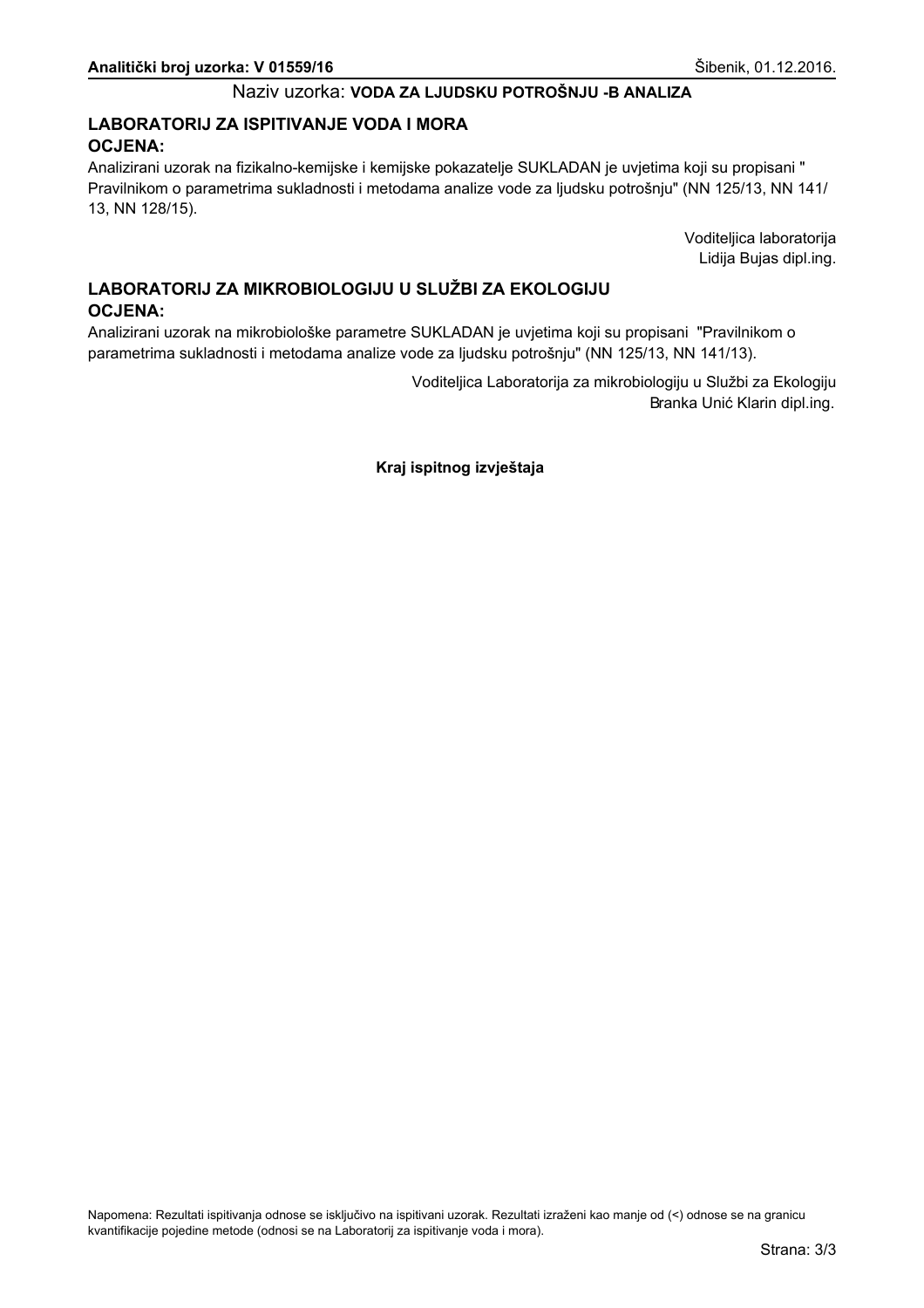**Analitički broj uzorka: V 01559/16** Šibenik, 01.12.2016.

Naziv uzorka: **VODA ZA LJUDSKU POTROŠNJU -B ANALIZA**

## LABORATORIJ ZA ISPITIVANJE VODA I MORA

**OCJENA:**

Analizirani uzorak na fizikalno-kemijske i kemijske pokazatelje SUKLADAN je uvjetima koji su propisani " Pravilnikom o parametrima sukladnosti i metodama analize vode za ljudsku potrošnju" (NN 125/13, NN 141/13, NN 128/15).

Voditeljica laboratorija
Lidija Bujas dipl.ing.

## LABORATORIJ ZA MIKROBIOLOGIJU U SLUŽBI ZA EKOLOGIJU

**OCJENA:**

Analizirani uzorak na mikrobiološke parametre SUKLADAN je uvjetima koji su propisani "Pravilnikom o parametrima sukladnosti i metodama analize vode za ljudsku potrošnju" (NN 125/13, NN 141/13).

Voditeljica Laboratorija za mikrobiologiju u Službi za Ekologiju
Branka Unić Klarin dipl.ing.

**Kraj ispitnog izvještaja**

Napomena: Rezultati ispitivanja odnose se isključivo na ispitivani uzorak. Rezultati izraženi kao manje od (<) odnose se na granicu kvantifikacije pojedine metode (odnosi se na Laboratorij za ispitivanje voda i mora).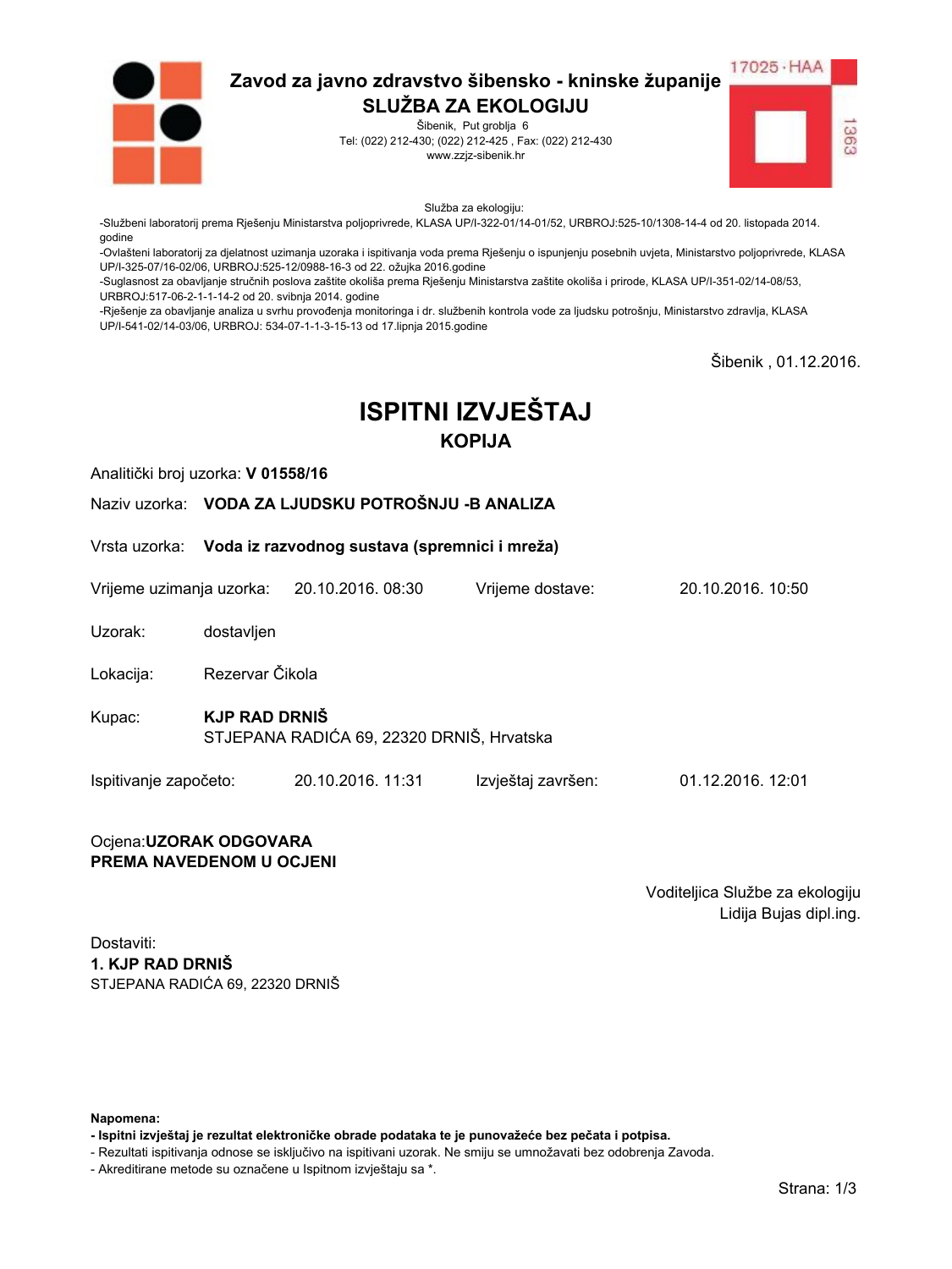**Zavod za javno zdravstvo šibensko - kninske županije**
**SLUŽBA ZA EKOLOGIJU**
Šibenik, Put groblja 6
Tel: (022) 212-430; (022) 212-425 , Fax: (022) 212-430
www.zzjz-sibenik.hr

17025 · HAA
1363

Služba za ekologiju:
-Službeni laboratorij prema Rješenju Ministarstva poljoprivrede, KLASA UP/I-322-01/14-01/52, URBROJ:525-10/1308-14-4 od 20. listopada 2014. godine
-Ovlašteni laboratorij za djelatnost uzimanja uzoraka i ispitivanja voda prema Rješenju o ispunjenju posebnih uvjeta, Ministarstvo poljoprivrede, KLASA UP/I-325-07/16-02/06, URBROJ:525-12/0988-16-3 od 22. ožujka 2016.godine
-Suglasnost za obavljanje stručnih poslova zaštite okoliša prema Rješenju Ministarstva zaštite okoliša i prirode, KLASA UP/I-351-02/14-08/53, URBROJ:517-06-2-1-1-14-2 od 20. svibnja 2014. godine
-Rješenje za obavljanje analiza u svrhu provođenja monitoringa i dr. službenih kontrola vode za ljudsku potrošnju, Ministarstvo zdravlja, KLASA UP/I-541-02/14-03/06, URBROJ: 534-07-1-1-3-15-13 od 17.lipnja 2015.godine

Šibenik , 01.12.2016.

# ISPITNI IZVJEŠTAJ
## KOPIJA

Analitički broj uzorka: **V 01558/16**

Naziv uzorka: **VODA ZA LJUDSKU POTROŠNJU -B ANALIZA**

Vrsta uzorka: **Voda iz razvodnog sustava (spremnici i mreža)**

Vrijeme uzimanja uzorka: 20.10.2016. 08:30 Vrijeme dostave: 20.10.2016. 10:50

Uzorak: dostavljen

Lokacija: Rezervar Čikola

Kupac: **KJP RAD DRNIŠ**
STJEPANA RADIĆA 69, 22320 DRNIŠ, Hrvatska

Ispitivanje započeto: 20.10.2016. 11:31 Izvještaj završen: 01.12.2016. 12:01

Ocjena:**UZORAK ODGOVARA PREMA NAVEDENOM U OCJENI**

Voditeljica Službe za ekologiju
Lidija Bujas dipl.ing.

Dostaviti:
**1. KJP RAD DRNIŠ**
STJEPANA RADIĆA 69, 22320 DRNIŠ

**Napomena:**
**- Ispitni izvještaj je rezultat elektroničke obrade podataka te je punovažeće bez pečata i potpisa.**
- Rezultati ispitivanja odnose se isključivo na ispitivani uzorak. Ne smiju se umnožavati bez odobrenja Zavoda.
- Akreditirane metode su označene u Ispitnom izvještaju sa *.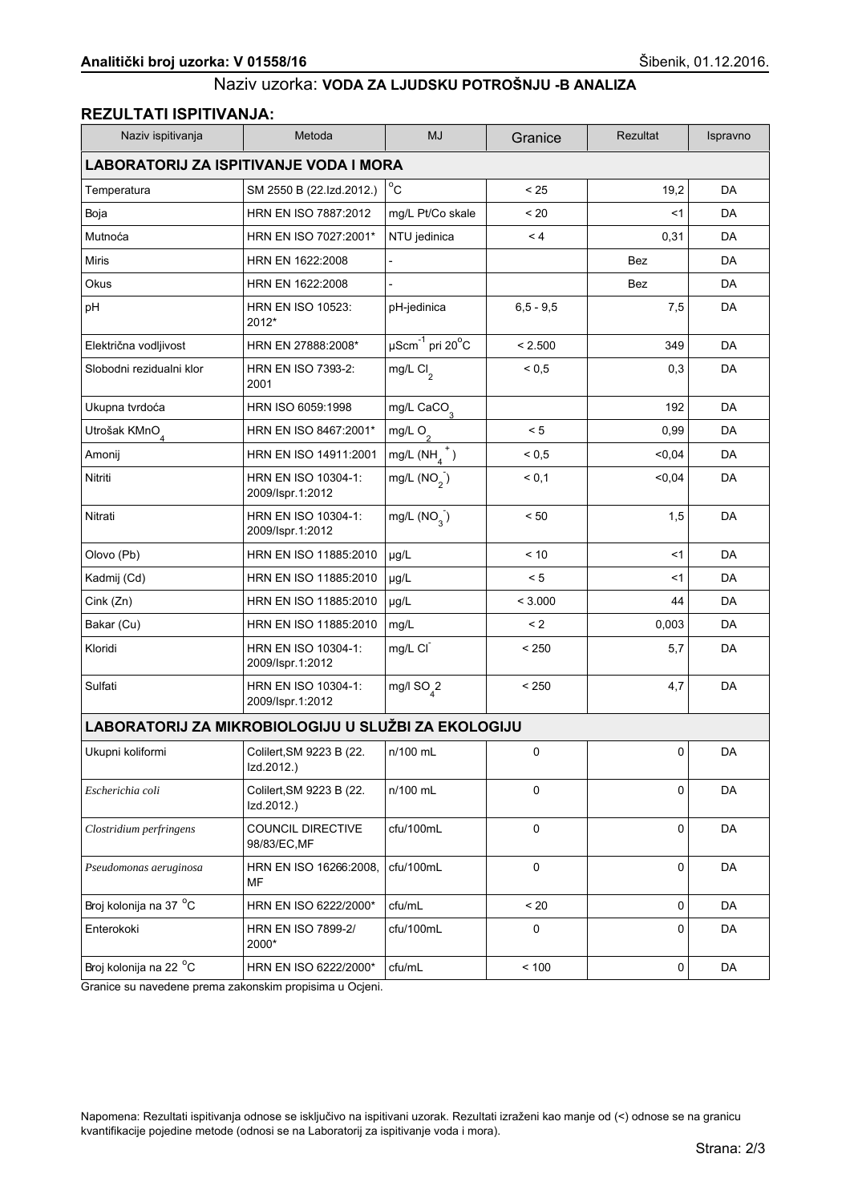**Analitički broj uzorka: V 01558/16** Šibenik, 01.12.2016.

Naziv uzorka: **VODA ZA LJUDSKU POTROŠNJU -B ANALIZA**

## REZULTATI ISPITIVANJA:

| Naziv ispitivanja | Metoda | MJ | Granice | Rezultat | Ispravno |
|---|---|---|---|---|---|
| **LABORATORIJ ZA ISPITIVANJE VODA I MORA** | | | | | |
| Temperatura | SM 2550 B (22.Izd.2012.) | $^{o}C$ | < 25 | 19,2 | DA |
| Boja | HRN EN ISO 7887:2012 | mg/L Pt/Co skale | < 20 | <1 | DA |
| Mutnoća | HRN EN ISO 7027:2001* | NTU jedinica | < 4 | 0,31 | DA |
| Miris | HRN EN 1622:2008 | - | | Bez | DA |
| Okus | HRN EN 1622:2008 | - | | Bez | DA |
| pH | HRN EN ISO 10523: 2012* | pH-jedinica | 6,5 - 9,5 | 7,5 | DA |
| Električna vodljivost | HRN EN 27888:2008* | $\mu Scm^{-1}$ pri $20^{o}C$ | < 2.500 | 349 | DA |
| Slobodni rezidualni klor | HRN EN ISO 7393-2: 2001 | mg/L $Cl_2$ | < 0,5 | 0,3 | DA |
| Ukupna tvrdoća | HRN ISO 6059:1998 | mg/L $CaCO_3$ | | 192 | DA |
| Utrošak $KMnO_4$ | HRN EN ISO 8467:2001* | mg/L $O_2$ | < 5 | 0,99 | DA |
| Amonij | HRN EN ISO 14911:2001 | mg/L ($NH_4^+$) | < 0,5 | <0,04 | DA |
| Nitriti | HRN EN ISO 10304-1: 2009/Ispr.1:2012 | mg/L ($NO_2^-$) | < 0,1 | <0,04 | DA |
| Nitrati | HRN EN ISO 10304-1: 2009/Ispr.1:2012 | mg/L ($NO_3^-$) | < 50 | 1,5 | DA |
| Olovo (Pb) | HRN EN ISO 11885:2010 | µg/L | < 10 | <1 | DA |
| Kadmij (Cd) | HRN EN ISO 11885:2010 | µg/L | < 5 | <1 | DA |
| Cink (Zn) | HRN EN ISO 11885:2010 | µg/L | < 3.000 | 44 | DA |
| Bakar (Cu) | HRN EN ISO 11885:2010 | mg/L | < 2 | 0,003 | DA |
| Kloridi | HRN EN ISO 10304-1: 2009/Ispr.1:2012 | mg/L $Cl^-$ | < 250 | 5,7 | DA |
| Sulfati | HRN EN ISO 10304-1: 2009/Ispr.1:2012 | mg/l $SO_4$2 | < 250 | 4,7 | DA |
| **LABORATORIJ ZA MIKROBIOLOGIJU U SLUŽBI ZA EKOLOGIJU** | | | | | |
| Ukupni koliformi | Colilert,SM 9223 B (22. Izd.2012.) | n/100 mL | 0 | 0 | DA |
| *Escherichia coli* | Colilert,SM 9223 B (22. Izd.2012.) | n/100 mL | 0 | 0 | DA |
| *Clostridium perfringens* | COUNCIL DIRECTIVE 98/83/EC,MF | cfu/100mL | 0 | 0 | DA |
| *Pseudomonas aeruginosa* | HRN EN ISO 16266:2008, MF | cfu/100mL | 0 | 0 | DA |
| Broj kolonija na 37 $^{o}C$ | HRN EN ISO 6222/2000* | cfu/mL | < 20 | 0 | DA |
| Enterokoki | HRN EN ISO 7899-2/ 2000* | cfu/100mL | 0 | 0 | DA |
| Broj kolonija na 22 $^{o}C$ | HRN EN ISO 6222/2000* | cfu/mL | < 100 | 0 | DA |

Granice su navedene prema zakonskim propisima u Ocjeni.

Napomena: Rezultati ispitivanja odnose se isključivo na ispitivani uzorak. Rezultati izraženi kao manje od (<) odnose se na granicu kvantifikacije pojedine metode (odnosi se na Laboratorij za ispitivanje voda i mora).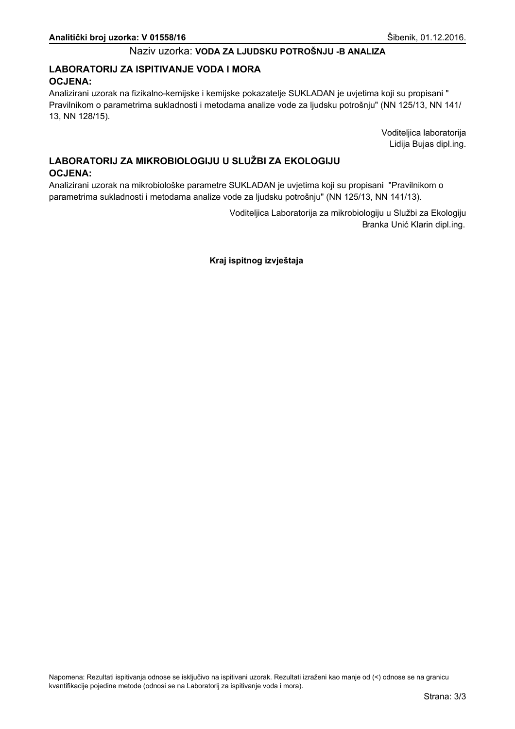**Analitički broj uzorka: V 01558/16** Šibenik, 01.12.2016.

Naziv uzorka: **VODA ZA LJUDSKU POTROŠNJU -B ANALIZA**

## LABORATORIJ ZA ISPITIVANJE VODA I MORA

### OCJENA:

Analizirani uzorak na fizikalno-kemijske i kemijske pokazatelje SUKLADAN je uvjetima koji su propisani " Pravilnikom o parametrima sukladnosti i metodama analize vode za ljudsku potrošnju" (NN 125/13, NN 141/13, NN 128/15).

Voditeljica laboratorija
Lidija Bujas dipl.ing.

## LABORATORIJ ZA MIKROBIOLOGIJU U SLUŽBI ZA EKOLOGIJU

### OCJENA:

Analizirani uzorak na mikrobiološke parametre SUKLADAN je uvjetima koji su propisani "Pravilnikom o parametrima sukladnosti i metodama analize vode za ljudsku potrošnju" (NN 125/13, NN 141/13).

Voditeljica Laboratorija za mikrobiologiju u Službi za Ekologiju
Branka Unić Klarin dipl.ing.

**Kraj ispitnog izvještaja**

Napomena: Rezultati ispitivanja odnose se isključivo na ispitivani uzorak. Rezultati izraženi kao manje od (<) odnose se na granicu kvantifikacije pojedine metode (odnosi se na Laboratorij za ispitivanje voda i mora).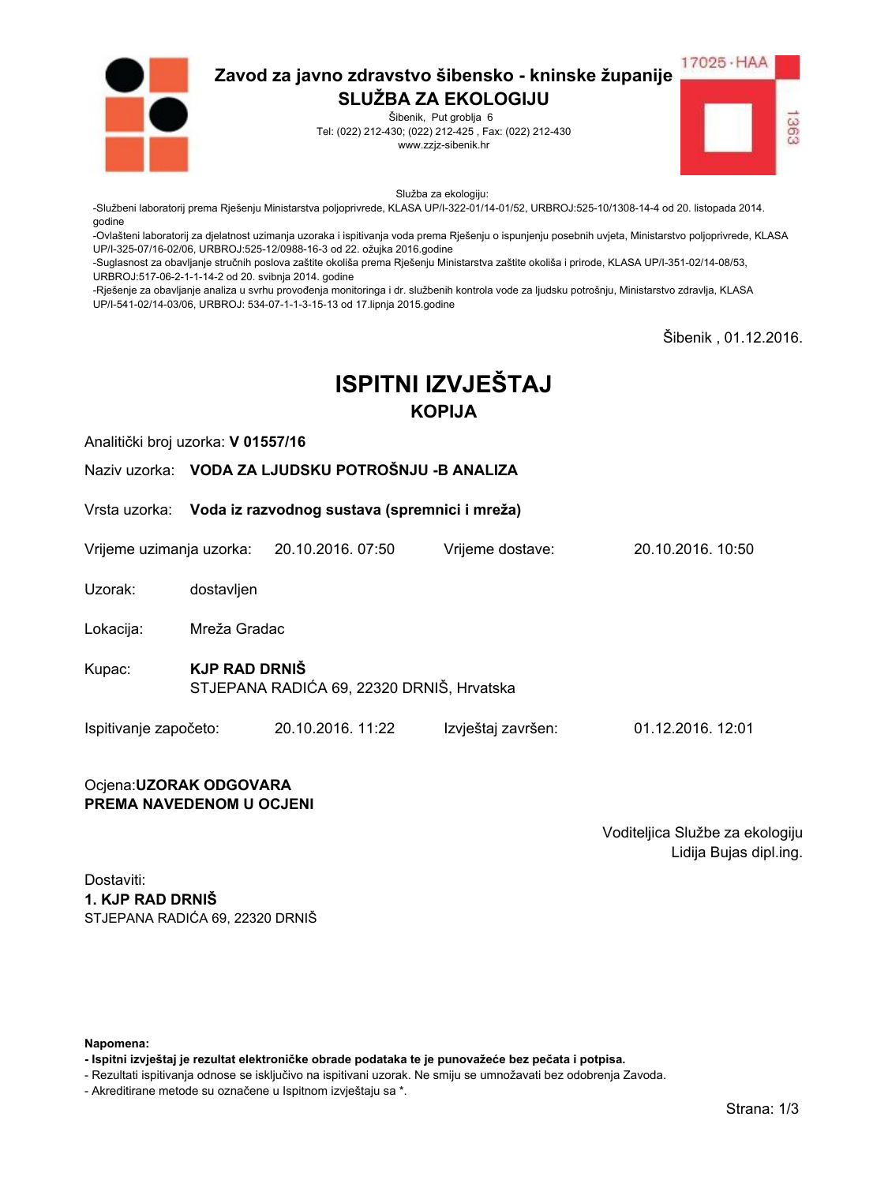**Zavod za javno zdravstvo šibensko - kninske županije**
**SLUŽBA ZA EKOLOGIJU**
Šibenik, Put groblja 6
Tel: (022) 212-430; (022) 212-425 , Fax: (022) 212-430
www.zzjz-sibenik.hr

17025 · HAA
1363

Služba za ekologiju:
-Službeni laboratorij prema Rješenju Ministarstva poljoprivrede, KLASA UP/I-322-01/14-01/52, URBROJ:525-10/1308-14-4 od 20. listopada 2014. godine
-Ovlašteni laboratorij za djelatnost uzimanja uzoraka i ispitivanja voda prema Rješenju o ispunjenju posebnih uvjeta, Ministarstvo poljoprivrede, KLASA UP/I-325-07/16-02/06, URBROJ:525-12/0988-16-3 od 22. ožujka 2016.godine
-Suglasnost za obavljanje stručnih poslova zaštite okoliša prema Rješenju Ministarstva zaštite okoliša i prirode, KLASA UP/I-351-02/14-08/53, URBROJ:517-06-2-1-1-14-2 od 20. svibnja 2014. godine
-Rješenje za obavljanje analiza u svrhu provođenja monitoringa i dr. službenih kontrola vode za ljudsku potrošnju, Ministarstvo zdravlja, KLASA UP/I-541-02/14-03/06, URBROJ: 534-07-1-1-3-15-13 od 17.lipnja 2015.godine

Šibenik , 01.12.2016.

# ISPITNI IZVJEŠTAJ
## KOPIJA

Analitički broj uzorka: **V 01557/16**

Naziv uzorka: **VODA ZA LJUDSKU POTROŠNJU -B ANALIZA**

Vrsta uzorka: **Voda iz razvodnog sustava (spremnici i mreža)**

Vrijeme uzimanja uzorka: 20.10.2016. 07:50    Vrijeme dostave: 20.10.2016. 10:50

Uzorak: dostavljen

Lokacija: Mreža Gradac

Kupac: **KJP RAD DRNIŠ**
STJEPANA RADIĆA 69, 22320 DRNIŠ, Hrvatska

Ispitivanje započeto: 20.10.2016. 11:22    Izvještaj završen: 01.12.2016. 12:01

Ocjena:**UZORAK ODGOVARA PREMA NAVEDENOM U OCJENI**

Voditeljica Službe za ekologiju
Lidija Bujas dipl.ing.

Dostaviti:
**1. KJP RAD DRNIŠ**
STJEPANA RADIĆA 69, 22320 DRNIŠ

**Napomena:**
**- Ispitni izvještaj je rezultat elektroničke obrade podataka te je punovažeće bez pečata i potpisa.**
- Rezultati ispitivanja odnose se isključivo na ispitivani uzorak. Ne smiju se umnožavati bez odobrenja Zavoda.
- Akreditirane metode su označene u Ispitnom izvještaju sa *.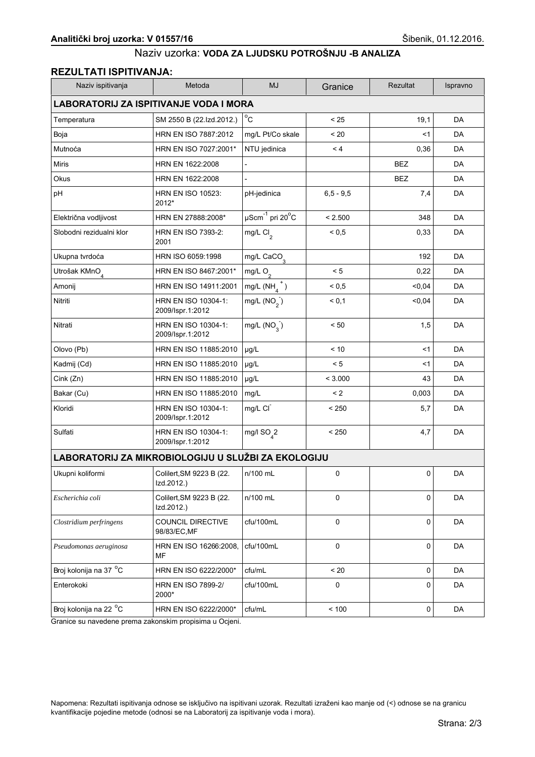**Analitički broj uzorka: V 01557/16** Šibenik, 01.12.2016.

Naziv uzorka: **VODA ZA LJUDSKU POTROŠNJU -B ANALIZA**

## REZULTATI ISPITIVANJA:

| Naziv ispitivanja | Metoda | MJ | Granice | Rezultat | Ispravno |
|---|---|---|---|---|---|
| **LABORATORIJ ZA ISPITIVANJE VODA I MORA** | | | | | |
| Temperatura | SM 2550 B (22.Izd.2012.) | $^{o}$C | < 25 | 19,1 | DA |
| Boja | HRN EN ISO 7887:2012 | mg/L Pt/Co skale | < 20 | <1 | DA |
| Mutnoća | HRN EN ISO 7027:2001* | NTU jedinica | < 4 | 0,36 | DA |
| Miris | HRN EN 1622:2008 | - | | BEZ | DA |
| Okus | HRN EN 1622:2008 | - | | BEZ | DA |
| pH | HRN EN ISO 10523: 2012* | pH-jedinica | 6,5 - 9,5 | 7,4 | DA |
| Električna vodljivost | HRN EN 27888:2008* | µScm$^{-1}$ pri 20$^{o}$C | < 2.500 | 348 | DA |
| Slobodni rezidualni klor | HRN EN ISO 7393-2: 2001 | mg/L $Cl_2$ | < 0,5 | 0,33 | DA |
| Ukupna tvrdoća | HRN ISO 6059:1998 | mg/L $CaCO_3$ | | 192 | DA |
| Utrošak $KMnO_4$ | HRN EN ISO 8467:2001* | mg/L $O_2$ | < 5 | 0,22 | DA |
| Amonij | HRN EN ISO 14911:2001 | mg/L ($NH_4^+$) | < 0,5 | <0,04 | DA |
| Nitriti | HRN EN ISO 10304-1: 2009/Ispr.1:2012 | mg/L ($NO_2^-$) | < 0,1 | <0,04 | DA |
| Nitrati | HRN EN ISO 10304-1: 2009/Ispr.1:2012 | mg/L ($NO_3^-$) | < 50 | 1,5 | DA |
| Olovo (Pb) | HRN EN ISO 11885:2010 | µg/L | < 10 | <1 | DA |
| Kadmij (Cd) | HRN EN ISO 11885:2010 | µg/L | < 5 | <1 | DA |
| Cink (Zn) | HRN EN ISO 11885:2010 | µg/L | < 3.000 | 43 | DA |
| Bakar (Cu) | HRN EN ISO 11885:2010 | mg/L | < 2 | 0,003 | DA |
| Kloridi | HRN EN ISO 10304-1: 2009/Ispr.1:2012 | mg/L $Cl^-$ | < 250 | 5,7 | DA |
| Sulfati | HRN EN ISO 10304-1: 2009/Ispr.1:2012 | mg/l $SO_4$2 | < 250 | 4,7 | DA |
| **LABORATORIJ ZA MIKROBIOLOGIJU U SLUŽBI ZA EKOLOGIJU** | | | | | |
| Ukupni koliformi | Colilert,SM 9223 B (22. Izd.2012.) | n/100 mL | 0 | 0 | DA |
| *Escherichia coli* | Colilert,SM 9223 B (22. Izd.2012.) | n/100 mL | 0 | 0 | DA |
| *Clostridium perfringens* | COUNCIL DIRECTIVE 98/83/EC,MF | cfu/100mL | 0 | 0 | DA |
| *Pseudomonas aeruginosa* | HRN EN ISO 16266:2008, MF | cfu/100mL | 0 | 0 | DA |
| Broj kolonija na 37 $^{o}$C | HRN EN ISO 6222/2000* | cfu/mL | < 20 | 0 | DA |
| Enterokoki | HRN EN ISO 7899-2/ 2000* | cfu/100mL | 0 | 0 | DA |
| Broj kolonija na 22 $^{o}$C | HRN EN ISO 6222/2000* | cfu/mL | < 100 | 0 | DA |

Granice su navedene prema zakonskim propisima u Ocjeni.

Napomena: Rezultati ispitivanja odnose se isključivo na ispitivani uzorak. Rezultati izraženi kao manje od (<) odnose se na granicu kvantifikacije pojedine metode (odnosi se na Laboratorij za ispitivanje voda i mora).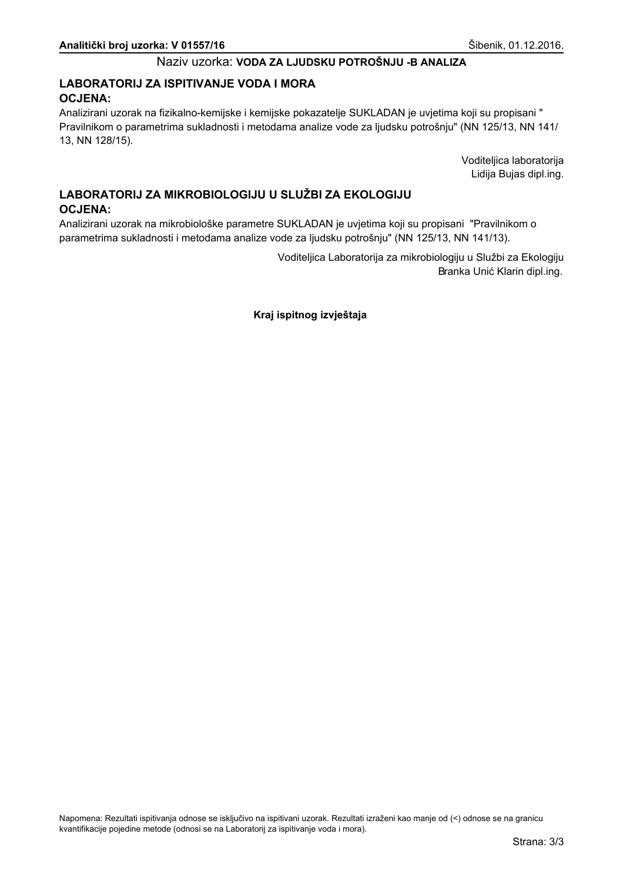**Analitički broj uzorka: V 01557/16**

Šibenik, 01.12.2016.

Naziv uzorka: **VODA ZA LJUDSKU POTROŠNJU -B ANALIZA**

## LABORATORIJ ZA ISPITIVANJE VODA I MORA

**OCJENA:**

Analizirani uzorak na fizikalno-kemijske i kemijske pokazatelje SUKLADAN je uvjetima koji su propisani " Pravilnikom o parametrima sukladnosti i metodama analize vode za ljudsku potrošnju" (NN 125/13, NN 141/13, NN 128/15).

Voditeljica laboratorija
Lidija Bujas dipl.ing.

## LABORATORIJ ZA MIKROBIOLOGIJU U SLUŽBI ZA EKOLOGIJU

**OCJENA:**

Analizirani uzorak na mikrobiološke parametre SUKLADAN je uvjetima koji su propisani "Pravilnikom o parametrima sukladnosti i metodama analize vode za ljudsku potrošnju" (NN 125/13, NN 141/13).

Voditeljica Laboratorija za mikrobiologiju u Službi za Ekologiju
Branka Unić Klarin dipl.ing.

**Kraj ispitnog izvještaja**

Napomena: Rezultati ispitivanja odnose se isključivo na ispitivani uzorak. Rezultati izraženi kao manje od (<) odnose se na granicu kvantifikacije pojedine metode (odnosi se na Laboratorij za ispitivanje voda i mora).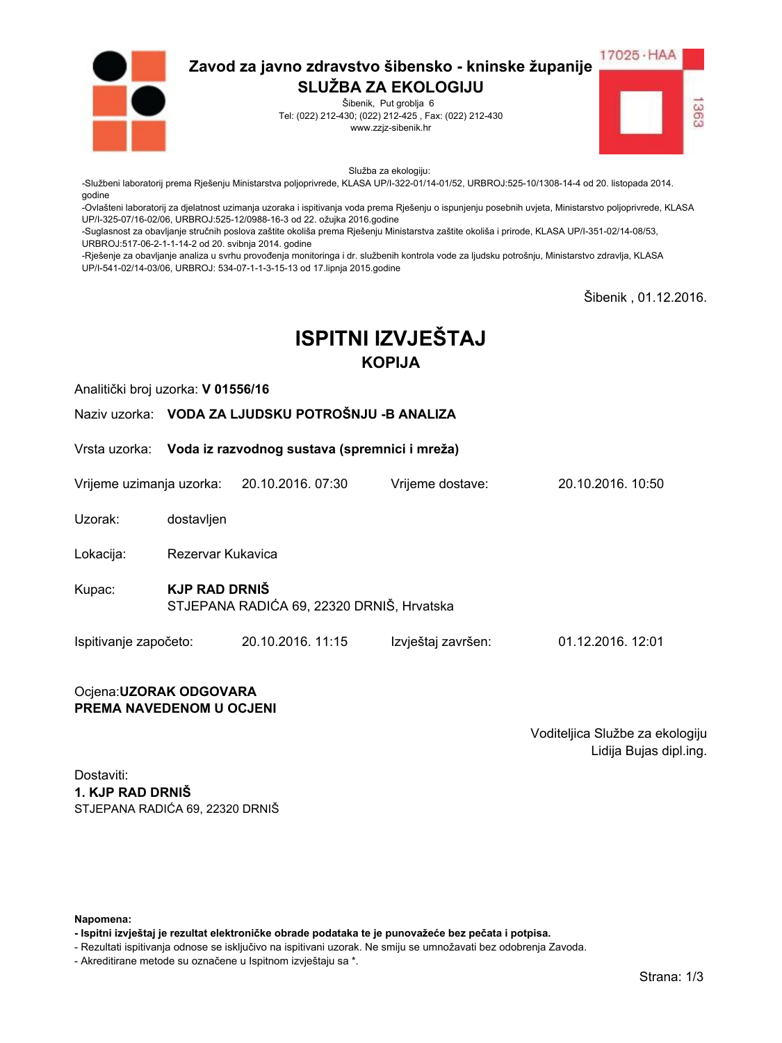**Zavod za javno zdravstvo šibensko - kninske županije**
**SLUŽBA ZA EKOLOGIJU**
Šibenik, Put groblja 6
Tel: (022) 212-430; (022) 212-425 , Fax: (022) 212-430
www.zzjz-sibenik.hr

17025 · HAA
1363

Služba za ekologiju:
-Službeni laboratorij prema Rješenju Ministarstva poljoprivrede, KLASA UP/I-322-01/14-01/52, URBROJ:525-10/1308-14-4 od 20. listopada 2014. godine
-Ovlašteni laboratorij za djelatnost uzimanja uzoraka i ispitivanja voda prema Rješenju o ispunjenju posebnih uvjeta, Ministarstvo poljoprivrede, KLASA UP/I-325-07/16-02/06, URBROJ:525-12/0988-16-3 od 22. ožujka 2016.godine
-Suglasnost za obavljanje stručnih poslova zaštite okoliša prema Rješenju Ministarstva zaštite okoliša i prirode, KLASA UP/I-351-02/14-08/53, URBROJ:517-06-2-1-1-14-2 od 20. svibnja 2014. godine
-Rješenje za obavljanje analiza u svrhu provođenja monitoringa i dr. službenih kontrola vode za ljudsku potrošnju, Ministarstvo zdravlja, KLASA UP/I-541-02/14-03/06, URBROJ: 534-07-1-1-3-15-13 od 17.lipnja 2015.godine

Šibenik , 01.12.2016.

# ISPITNI IZVJEŠTAJ
## KOPIJA

Analitički broj uzorka: **V 01556/16**

Naziv uzorka: **VODA ZA LJUDSKU POTROŠNJU -B ANALIZA**

Vrsta uzorka: **Voda iz razvodnog sustava (spremnici i mreža)**

Vrijeme uzimanja uzorka: 20.10.2016. 07:30 Vrijeme dostave: 20.10.2016. 10:50

Uzorak: dostavljen

Lokacija: Rezervar Kukavica

Kupac: **KJP RAD DRNIŠ**
STJEPANA RADIĆA 69, 22320 DRNIŠ, Hrvatska

Ispitivanje započeto: 20.10.2016. 11:15 Izvještaj završen: 01.12.2016. 12:01

Ocjena:**UZORAK ODGOVARA PREMA NAVEDENOM U OCJENI**

Voditeljica Službe za ekologiju
Lidija Bujas dipl.ing.

Dostaviti:
**1. KJP RAD DRNIŠ**
STJEPANA RADIĆA 69, 22320 DRNIŠ

**Napomena:**
**- Ispitni izvještaj je rezultat elektroničke obrade podataka te je punovažeće bez pečata i potpisa.**
- Rezultati ispitivanja odnose se isključivo na ispitivani uzorak. Ne smiju se umnožavati bez odobrenja Zavoda.
- Akreditirane metode su označene u Ispitnom izvještaju sa *.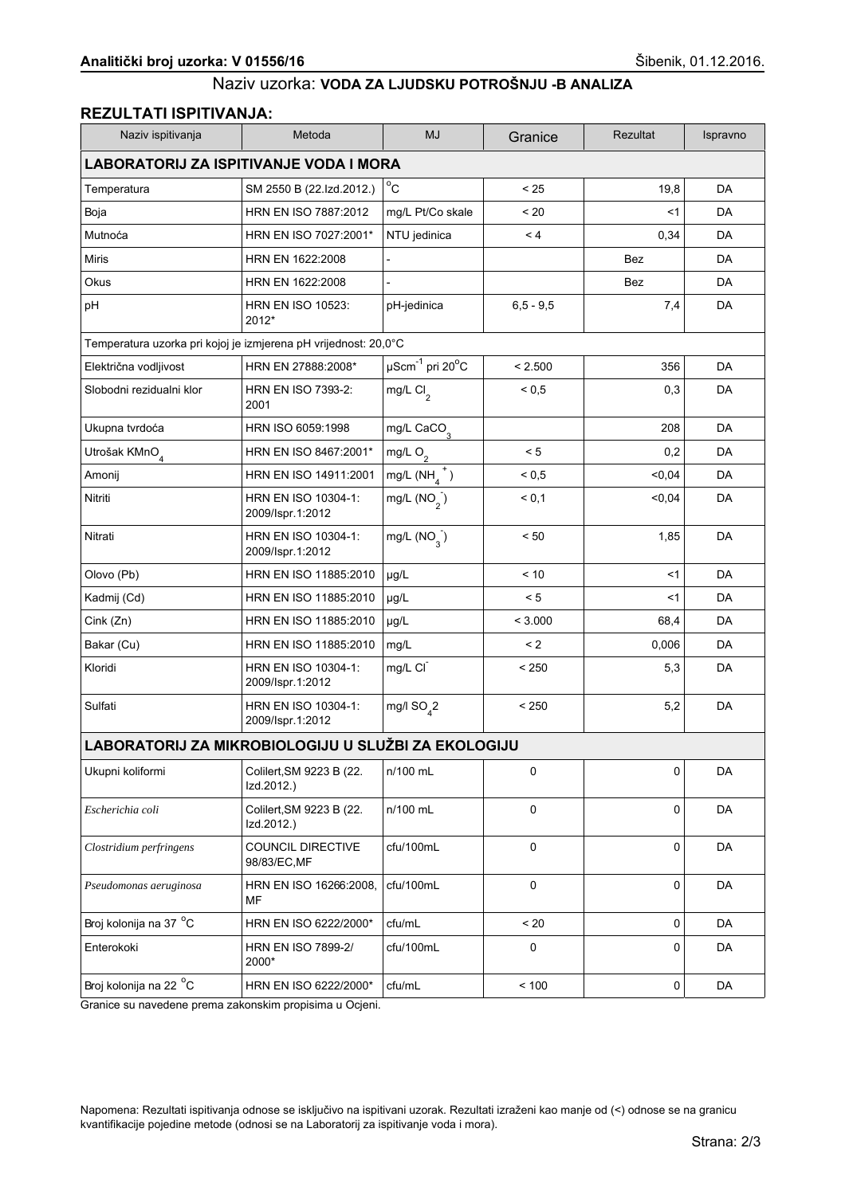**Analitički broj uzorka: V 01556/16** Šibenik, 01.12.2016.

Naziv uzorka: **VODA ZA LJUDSKU POTROŠNJU -B ANALIZA**

## REZULTATI ISPITIVANJA:

| Naziv ispitivanja | Metoda | MJ | Granice | Rezultat | Ispravno |
|---|---|---|---|---|---|
| **LABORATORIJ ZA ISPITIVANJE VODA I MORA** | | | | | |
| Temperatura | SM 2550 B (22.Izd.2012.) | °C | < 25 | 19,8 | DA |
| Boja | HRN EN ISO 7887:2012 | mg/L Pt/Co skale | < 20 | <1 | DA |
| Mutnoća | HRN EN ISO 7027:2001* | NTU jedinica | < 4 | 0,34 | DA |
| Miris | HRN EN 1622:2008 | - | | Bez | DA |
| Okus | HRN EN 1622:2008 | - | | Bez | DA |
| pH | HRN EN ISO 10523: 2012* | pH-jedinica | 6,5 - 9,5 | 7,4 | DA |
| Temperatura uzorka pri kojoj je izmjerena pH vrijednost: 20,0°C | | | | | |
| Električna vodljivost | HRN EN 27888:2008* | $\mu Scm^{-1}$ pri 20°C | < 2.500 | 356 | DA |
| Slobodni rezidualni klor | HRN EN ISO 7393-2: 2001 | mg/L $Cl_2$ | < 0,5 | 0,3 | DA |
| Ukupna tvrdoća | HRN ISO 6059:1998 | mg/L $CaCO_3$ | | 208 | DA |
| Utrošak $KMnO_4$ | HRN EN ISO 8467:2001* | mg/L $O_2$ | < 5 | 0,2 | DA |
| Amonij | HRN EN ISO 14911:2001 | mg/L ($NH_4^+$) | < 0,5 | <0,04 | DA |
| Nitriti | HRN EN ISO 10304-1: 2009/Ispr.1:2012 | mg/L ($NO_2^-$) | < 0,1 | <0,04 | DA |
| Nitrati | HRN EN ISO 10304-1: 2009/Ispr.1:2012 | mg/L ($NO_3^-$) | < 50 | 1,85 | DA |
| Olovo (Pb) | HRN EN ISO 11885:2010 | µg/L | < 10 | <1 | DA |
| Kadmij (Cd) | HRN EN ISO 11885:2010 | µg/L | < 5 | <1 | DA |
| Cink (Zn) | HRN EN ISO 11885:2010 | µg/L | < 3.000 | 68,4 | DA |
| Bakar (Cu) | HRN EN ISO 11885:2010 | mg/L | < 2 | 0,006 | DA |
| Kloridi | HRN EN ISO 10304-1: 2009/Ispr.1:2012 | mg/L $Cl^-$ | < 250 | 5,3 | DA |
| Sulfati | HRN EN ISO 10304-1: 2009/Ispr.1:2012 | mg/l $SO_4$2 | < 250 | 5,2 | DA |
| **LABORATORIJ ZA MIKROBIOLOGIJU U SLUŽBI ZA EKOLOGIJU** | | | | | |
| Ukupni koliformi | Colilert,SM 9223 B (22. Izd.2012.) | n/100 mL | 0 | 0 | DA |
| *Escherichia coli* | Colilert,SM 9223 B (22. Izd.2012.) | n/100 mL | 0 | 0 | DA |
| *Clostridium perfringens* | COUNCIL DIRECTIVE 98/83/EC,MF | cfu/100mL | 0 | 0 | DA |
| *Pseudomonas aeruginosa* | HRN EN ISO 16266:2008, MF | cfu/100mL | 0 | 0 | DA |
| Broj kolonija na 37 °C | HRN EN ISO 6222/2000* | cfu/mL | < 20 | 0 | DA |
| Enterokoki | HRN EN ISO 7899-2/ 2000* | cfu/100mL | 0 | 0 | DA |
| Broj kolonija na 22 °C | HRN EN ISO 6222/2000* | cfu/mL | < 100 | 0 | DA |

Granice su navedene prema zakonskim propisima u Ocjeni.

Napomena: Rezultati ispitivanja odnose se isključivo na ispitivani uzorak. Rezultati izraženi kao manje od (<) odnose se na granicu kvantifikacije pojedine metode (odnosi se na Laboratorij za ispitivanje voda i mora).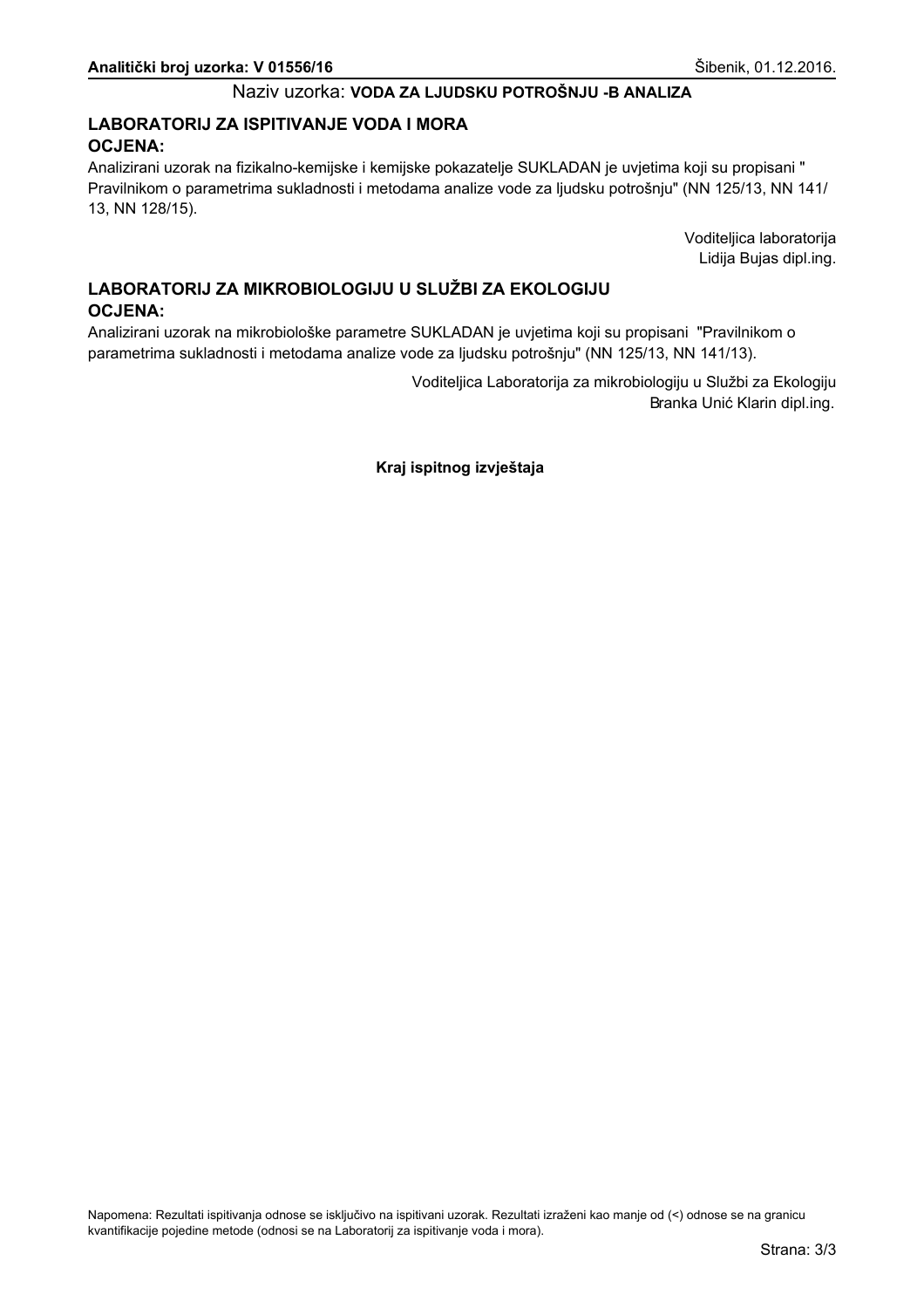**Analitički broj uzorka: V 01556/16** Šibenik, 01.12.2016.

Naziv uzorka: **VODA ZA LJUDSKU POTROŠNJU -B ANALIZA**

## LABORATORIJ ZA ISPITIVANJE VODA I MORA

### OCJENA:

Analizirani uzorak na fizikalno-kemijske i kemijske pokazatelje SUKLADAN je uvjetima koji su propisani " Pravilnikom o parametrima sukladnosti i metodama analize vode za ljudsku potrošnju" (NN 125/13, NN 141/13, NN 128/15).

Voditeljica laboratorija
Lidija Bujas dipl.ing.

## LABORATORIJ ZA MIKROBIOLOGIJU U SLUŽBI ZA EKOLOGIJU

### OCJENA:

Analizirani uzorak na mikrobiološke parametre SUKLADAN je uvjetima koji su propisani "Pravilnikom o parametrima sukladnosti i metodama analize vode za ljudsku potrošnju" (NN 125/13, NN 141/13).

Voditeljica Laboratorija za mikrobiologiju u Službi za Ekologiju
Branka Unić Klarin dipl.ing.

**Kraj ispitnog izvještaja**

Napomena: Rezultati ispitivanja odnose se isključivo na ispitivani uzorak. Rezultati izraženi kao manje od (<) odnose se na granicu kvantifikacije pojedine metode (odnosi se na Laboratorij za ispitivanje voda i mora).